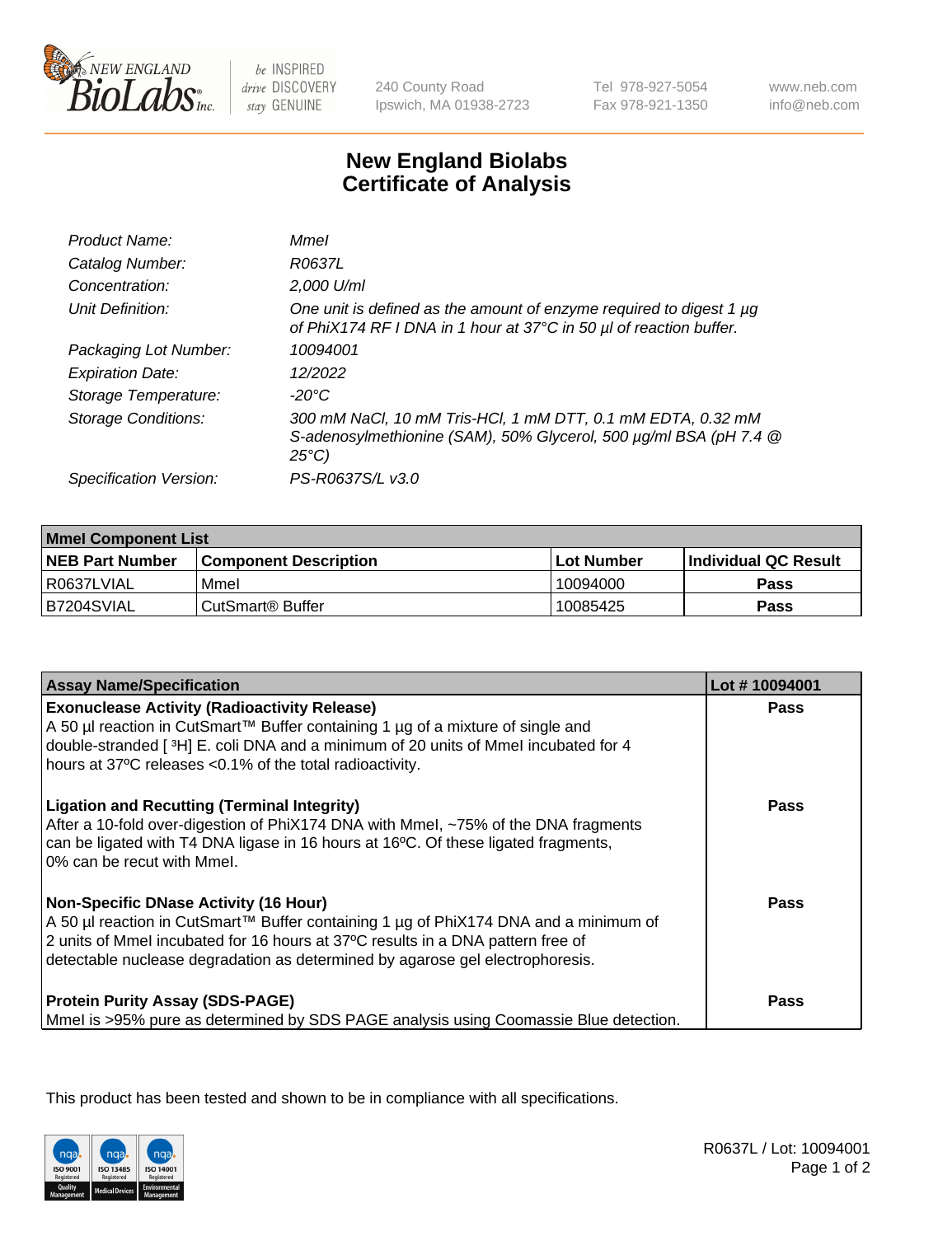# New England Biolabs
## Certificate of Analysis

| | |
|---|---|
| *Product Name:* | *MmeI* |
| *Catalog Number:* | *R0637L* |
| *Concentration:* | *2,000 U/ml* |
| *Unit Definition:* | *One unit is defined as the amount of enzyme required to digest 1 µg of PhiX174 RF I DNA in 1 hour at 37°C in 50 µl of reaction buffer.* |
| *Packaging Lot Number:* | *10094001* |
| *Expiration Date:* | *12/2022* |
| *Storage Temperature:* | *-20°C* |
| *Storage Conditions:* | *300 mM NaCl, 10 mM Tris-HCl, 1 mM DTT, 0.1 mM EDTA, 0.32 mM S-adenosylmethionine (SAM), 50% Glycerol, 500 µg/ml BSA (pH 7.4 @ 25°C)* |
| *Specification Version:* | *PS-R0637S/L v3.0* |

| MmeI Component List | | | |
|---|---|---|---|
| **NEB Part Number** | **Component Description** | **Lot Number** | **Individual QC Result** |
| R0637LVIAL | MmeI | 10094000 | **Pass** |
| B7204SVIAL | CutSmart® Buffer | 10085425 | **Pass** |

| Assay Name/Specification | Lot # 10094001 |
|---|---|
| **Exonuclease Activity (Radioactivity Release)**<br>A 50 µl reaction in CutSmart™ Buffer containing 1 µg of a mixture of single and double-stranded [ $^3$H] E. coli DNA and a minimum of 20 units of MmeI incubated for 4 hours at 37ºC releases <0.1% of the total radioactivity. | **Pass** |
| **Ligation and Recutting (Terminal Integrity)**<br>After a 10-fold over-digestion of PhiX174 DNA with MmeI, ~75% of the DNA fragments can be ligated with T4 DNA ligase in 16 hours at 16ºC. Of these ligated fragments, 0% can be recut with MmeI. | **Pass** |
| **Non-Specific DNase Activity (16 Hour)**<br>A 50 µl reaction in CutSmart™ Buffer containing 1 µg of PhiX174 DNA and a minimum of 2 units of MmeI incubated for 16 hours at 37ºC results in a DNA pattern free of detectable nuclease degradation as determined by agarose gel electrophoresis. | **Pass** |
| **Protein Purity Assay (SDS-PAGE)**<br>MmeI is >95% pure as determined by SDS PAGE analysis using Coomassie Blue detection. | **Pass** |

This product has been tested and shown to be in compliance with all specifications.

R0637L / Lot: 10094001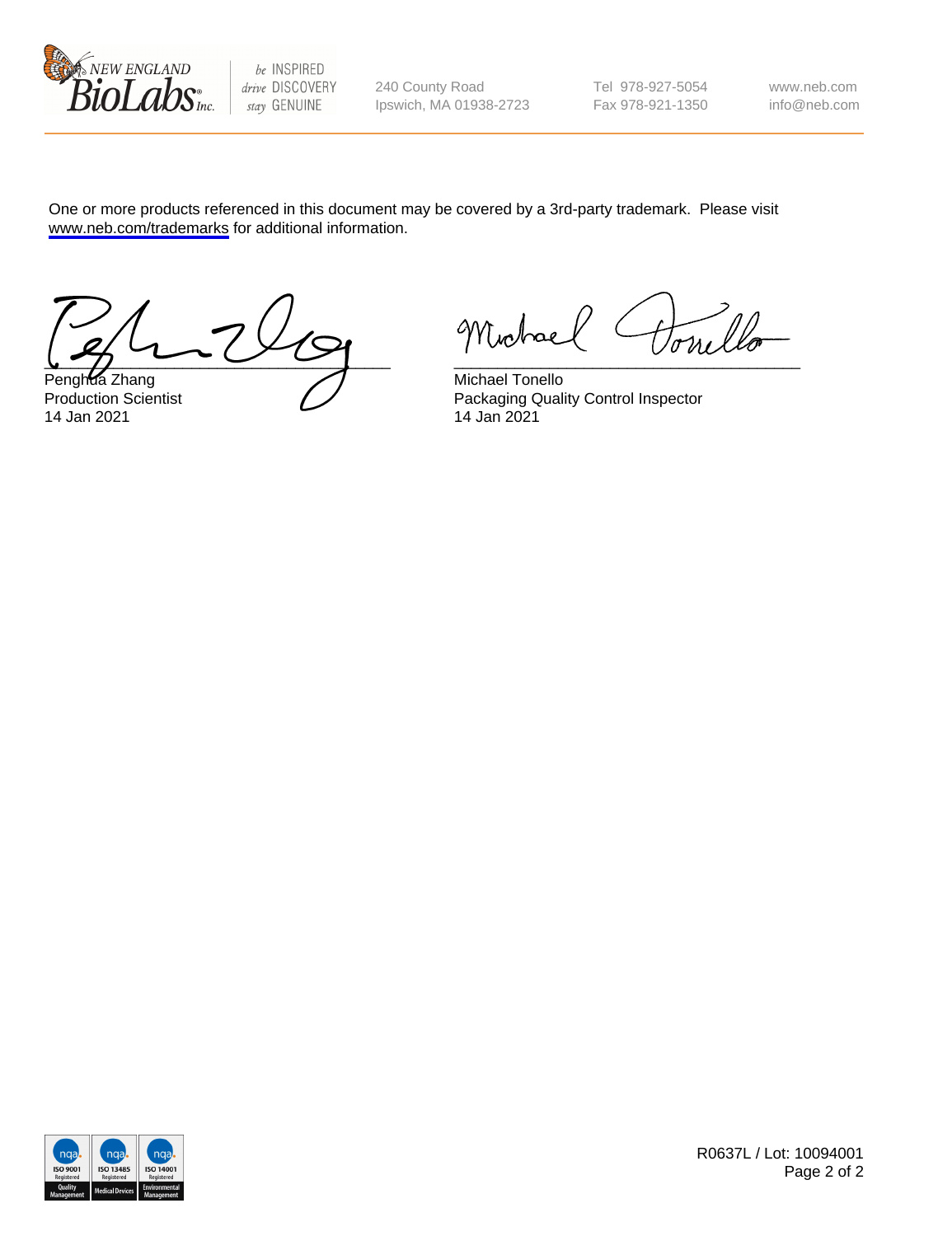One or more products referenced in this document may be covered by a 3rd-party trademark. Please visit www.neb.com/trademarks for additional information.

Penghua Zhang
Production Scientist
14 Jan 2021

Michael Tonello
Packaging Quality Control Inspector
14 Jan 2021

R0637L / Lot: 10094001